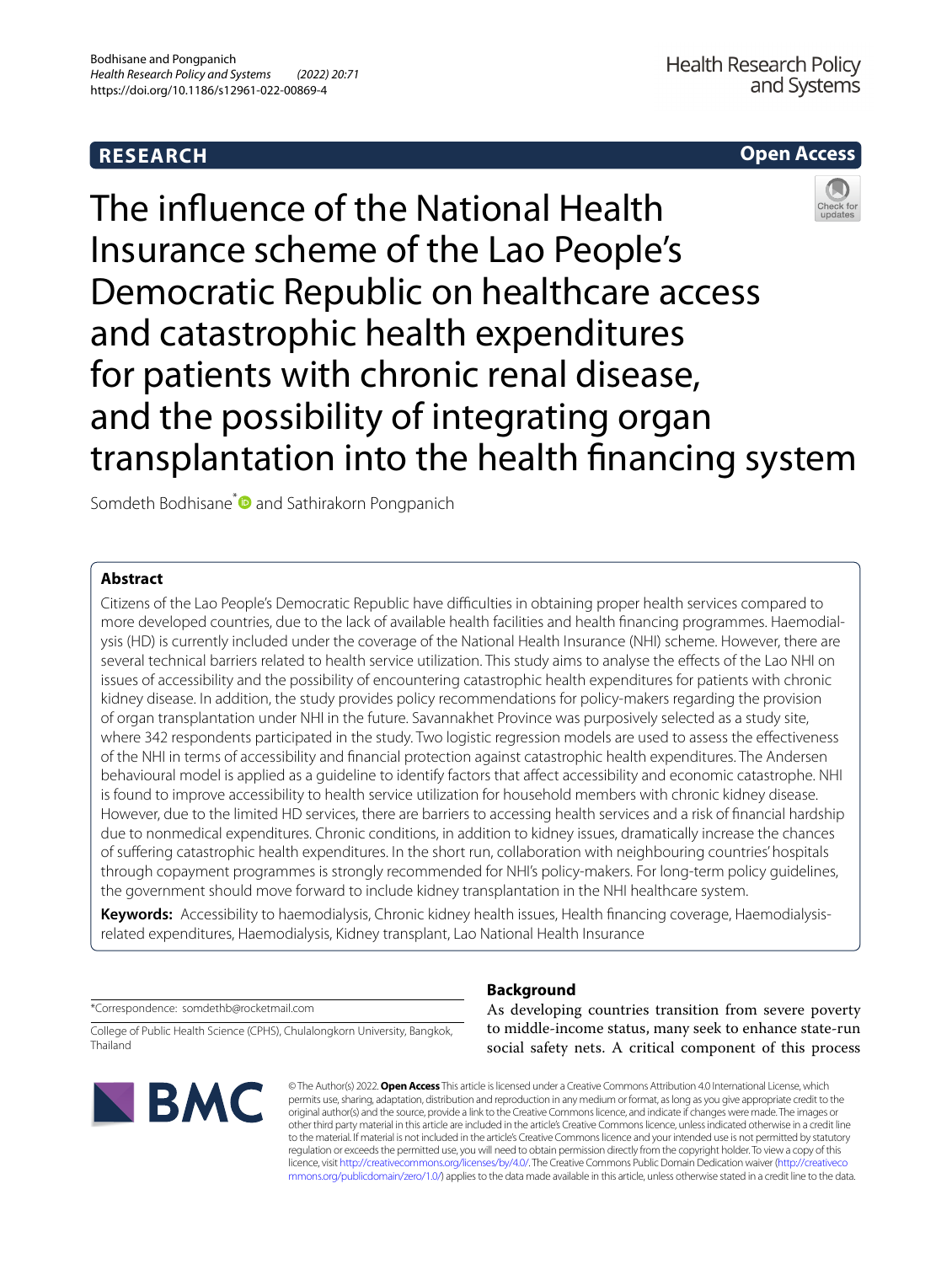RESEARCH

Open Access

# The influence of the National Health Insurance scheme of the Lao People's Democratic Republic on healthcare access and catastrophic health expenditures for patients with chronic renal disease, and the possibility of integrating organ transplantation into the health financing system

Somdeth Bodhisane* and Sathirakorn Pongpanich

## Abstract

Citizens of the Lao People's Democratic Republic have difficulties in obtaining proper health services compared to more developed countries, due to the lack of available health facilities and health financing programmes. Haemodialysis (HD) is currently included under the coverage of the National Health Insurance (NHI) scheme. However, there are several technical barriers related to health service utilization. This study aims to analyse the effects of the Lao NHI on issues of accessibility and the possibility of encountering catastrophic health expenditures for patients with chronic kidney disease. In addition, the study provides policy recommendations for policy-makers regarding the provision of organ transplantation under NHI in the future. Savannakhet Province was purposively selected as a study site, where 342 respondents participated in the study. Two logistic regression models are used to assess the effectiveness of the NHI in terms of accessibility and financial protection against catastrophic health expenditures. The Andersen behavioural model is applied as a guideline to identify factors that affect accessibility and economic catastrophe. NHI is found to improve accessibility to health service utilization for household members with chronic kidney disease. However, due to the limited HD services, there are barriers to accessing health services and a risk of financial hardship due to nonmedical expenditures. Chronic conditions, in addition to kidney issues, dramatically increase the chances of suffering catastrophic health expenditures. In the short run, collaboration with neighbouring countries' hospitals through copayment programmes is strongly recommended for NHI's policy-makers. For long-term policy guidelines, the government should move forward to include kidney transplantation in the NHI healthcare system.

**Keywords:** Accessibility to haemodialysis, Chronic kidney health issues, Health financing coverage, Haemodialysis-related expenditures, Haemodialysis, Kidney transplant, Lao National Health Insurance

*Correspondence: somdethb@rocketmail.com

College of Public Health Science (CPHS), Chulalongkorn University, Bangkok, Thailand

## Background

As developing countries transition from severe poverty to middle-income status, many seek to enhance state-run social safety nets. A critical component of this process

© The Author(s) 2022. **Open Access** This article is licensed under a Creative Commons Attribution 4.0 International License, which permits use, sharing, adaptation, distribution and reproduction in any medium or format, as long as you give appropriate credit to the original author(s) and the source, provide a link to the Creative Commons licence, and indicate if changes were made. The images or other third party material in this article are included in the article's Creative Commons licence, unless indicated otherwise in a credit line to the material. If material is not included in the article's Creative Commons licence and your intended use is not permitted by statutory regulation or exceeds the permitted use, you will need to obtain permission directly from the copyright holder. To view a copy of this licence, visit http://creativecommons.org/licenses/by/4.0/. The Creative Commons Public Domain Dedication waiver (http://creativecommons.org/publicdomain/zero/1.0/) applies to the data made available in this article, unless otherwise stated in a credit line to the data.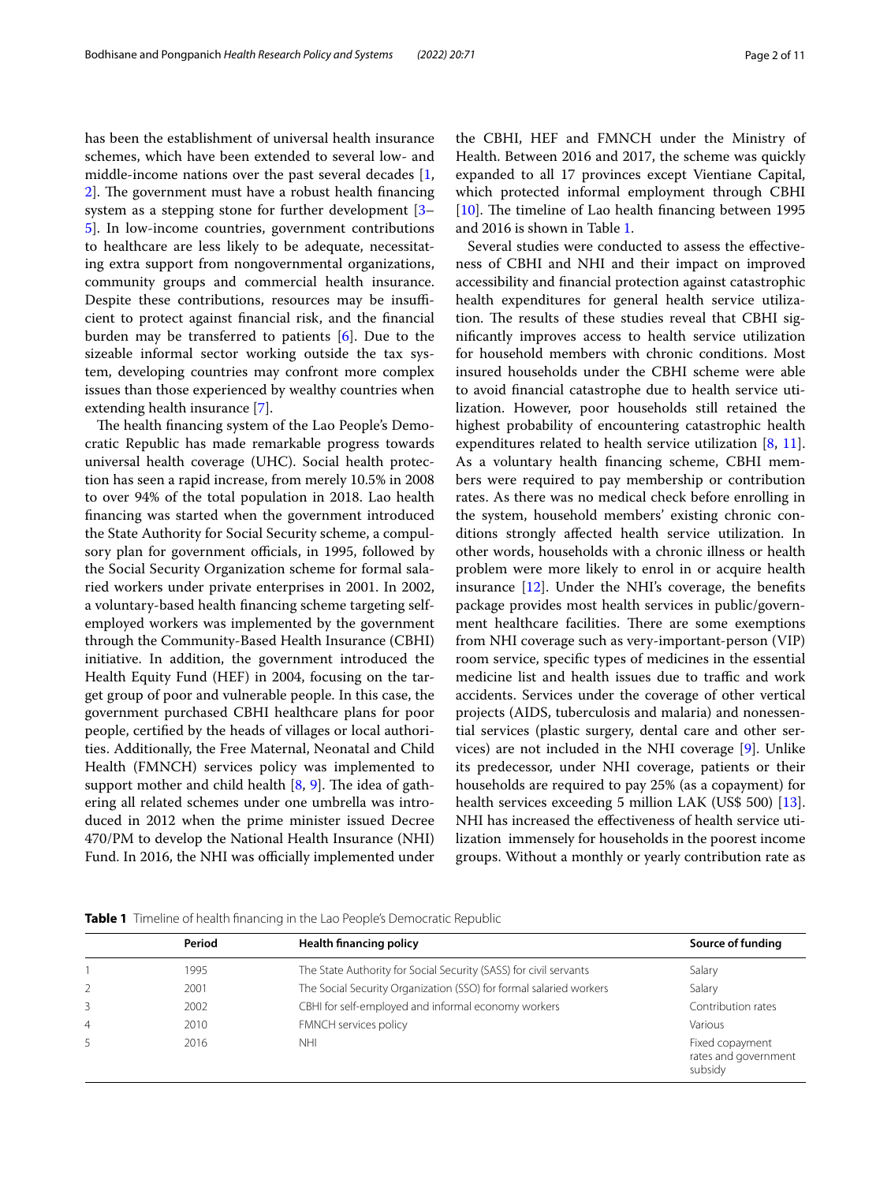has been the establishment of universal health insurance schemes, which have been extended to several low- and middle-income nations over the past several decades [1, 2]. The government must have a robust health financing system as a stepping stone for further development [3–5]. In low-income countries, government contributions to healthcare are less likely to be adequate, necessitating extra support from nongovernmental organizations, community groups and commercial health insurance. Despite these contributions, resources may be insufficient to protect against financial risk, and the financial burden may be transferred to patients [6]. Due to the sizeable informal sector working outside the tax system, developing countries may confront more complex issues than those experienced by wealthy countries when extending health insurance [7].

The health financing system of the Lao People's Democratic Republic has made remarkable progress towards universal health coverage (UHC). Social health protection has seen a rapid increase, from merely 10.5% in 2008 to over 94% of the total population in 2018. Lao health financing was started when the government introduced the State Authority for Social Security scheme, a compulsory plan for government officials, in 1995, followed by the Social Security Organization scheme for formal salaried workers under private enterprises in 2001. In 2002, a voluntary-based health financing scheme targeting self-employed workers was implemented by the government through the Community-Based Health Insurance (CBHI) initiative. In addition, the government introduced the Health Equity Fund (HEF) in 2004, focusing on the target group of poor and vulnerable people. In this case, the government purchased CBHI healthcare plans for poor people, certified by the heads of villages or local authorities. Additionally, the Free Maternal, Neonatal and Child Health (FMNCH) services policy was implemented to support mother and child health [8, 9]. The idea of gathering all related schemes under one umbrella was introduced in 2012 when the prime minister issued Decree 470/PM to develop the National Health Insurance (NHI) Fund. In 2016, the NHI was officially implemented under the CBHI, HEF and FMNCH under the Ministry of Health. Between 2016 and 2017, the scheme was quickly expanded to all 17 provinces except Vientiane Capital, which protected informal employment through CBHI [10]. The timeline of Lao health financing between 1995 and 2016 is shown in Table 1.

Several studies were conducted to assess the effectiveness of CBHI and NHI and their impact on improved accessibility and financial protection against catastrophic health expenditures for general health service utilization. The results of these studies reveal that CBHI significantly improves access to health service utilization for household members with chronic conditions. Most insured households under the CBHI scheme were able to avoid financial catastrophe due to health service utilization. However, poor households still retained the highest probability of encountering catastrophic health expenditures related to health service utilization [8, 11]. As a voluntary health financing scheme, CBHI members were required to pay membership or contribution rates. As there was no medical check before enrolling in the system, household members' existing chronic conditions strongly affected health service utilization. In other words, households with a chronic illness or health problem were more likely to enrol in or acquire health insurance [12]. Under the NHI's coverage, the benefits package provides most health services in public/government healthcare facilities. There are some exemptions from NHI coverage such as very-important-person (VIP) room service, specific types of medicines in the essential medicine list and health issues due to traffic and work accidents. Services under the coverage of other vertical projects (AIDS, tuberculosis and malaria) and nonessential services (plastic surgery, dental care and other services) are not included in the NHI coverage [9]. Unlike its predecessor, under NHI coverage, patients or their households are required to pay 25% (as a copayment) for health services exceeding 5 million LAK (US$ 500) [13]. NHI has increased the effectiveness of health service utilization immensely for households in the poorest income groups. Without a monthly or yearly contribution rate as

**Table 1** Timeline of health financing in the Lao People's Democratic Republic

| | Period | Health financing policy | Source of funding |
|---|---|---|---|
| 1 | 1995 | The State Authority for Social Security (SASS) for civil servants | Salary |
| 2 | 2001 | The Social Security Organization (SSO) for formal salaried workers | Salary |
| 3 | 2002 | CBHI for self-employed and informal economy workers | Contribution rates |
| 4 | 2010 | FMNCH services policy | Various |
| 5 | 2016 | NHI | Fixed copayment rates and government subsidy |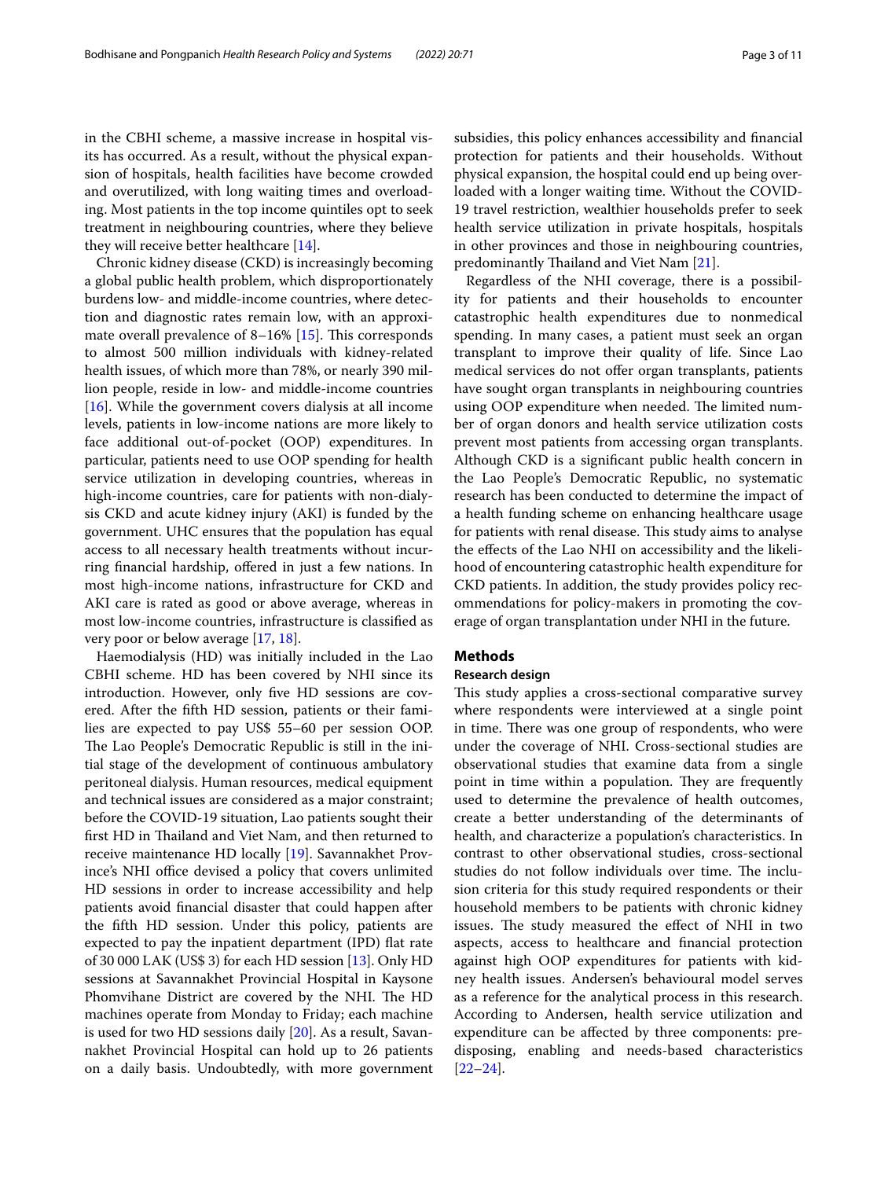in the CBHI scheme, a massive increase in hospital visits has occurred. As a result, without the physical expansion of hospitals, health facilities have become crowded and overutilized, with long waiting times and overloading. Most patients in the top income quintiles opt to seek treatment in neighbouring countries, where they believe they will receive better healthcare [14].

Chronic kidney disease (CKD) is increasingly becoming a global public health problem, which disproportionately burdens low- and middle-income countries, where detection and diagnostic rates remain low, with an approximate overall prevalence of 8–16% [15]. This corresponds to almost 500 million individuals with kidney-related health issues, of which more than 78%, or nearly 390 million people, reside in low- and middle-income countries [16]. While the government covers dialysis at all income levels, patients in low-income nations are more likely to face additional out-of-pocket (OOP) expenditures. In particular, patients need to use OOP spending for health service utilization in developing countries, whereas in high-income countries, care for patients with non-dialysis CKD and acute kidney injury (AKI) is funded by the government. UHC ensures that the population has equal access to all necessary health treatments without incurring financial hardship, offered in just a few nations. In most high-income nations, infrastructure for CKD and AKI care is rated as good or above average, whereas in most low-income countries, infrastructure is classified as very poor or below average [17, 18].

Haemodialysis (HD) was initially included in the Lao CBHI scheme. HD has been covered by NHI since its introduction. However, only five HD sessions are covered. After the fifth HD session, patients or their families are expected to pay US$ 55–60 per session OOP. The Lao People's Democratic Republic is still in the initial stage of the development of continuous ambulatory peritoneal dialysis. Human resources, medical equipment and technical issues are considered as a major constraint; before the COVID-19 situation, Lao patients sought their first HD in Thailand and Viet Nam, and then returned to receive maintenance HD locally [19]. Savannakhet Province's NHI office devised a policy that covers unlimited HD sessions in order to increase accessibility and help patients avoid financial disaster that could happen after the fifth HD session. Under this policy, patients are expected to pay the inpatient department (IPD) flat rate of 30 000 LAK (US$ 3) for each HD session [13]. Only HD sessions at Savannakhet Provincial Hospital in Kaysone Phomvihane District are covered by the NHI. The HD machines operate from Monday to Friday; each machine is used for two HD sessions daily [20]. As a result, Savannakhet Provincial Hospital can hold up to 26 patients on a daily basis. Undoubtedly, with more government subsidies, this policy enhances accessibility and financial protection for patients and their households. Without physical expansion, the hospital could end up being overloaded with a longer waiting time. Without the COVID-19 travel restriction, wealthier households prefer to seek health service utilization in private hospitals, hospitals in other provinces and those in neighbouring countries, predominantly Thailand and Viet Nam [21].

Regardless of the NHI coverage, there is a possibility for patients and their households to encounter catastrophic health expenditures due to nonmedical spending. In many cases, a patient must seek an organ transplant to improve their quality of life. Since Lao medical services do not offer organ transplants, patients have sought organ transplants in neighbouring countries using OOP expenditure when needed. The limited number of organ donors and health service utilization costs prevent most patients from accessing organ transplants. Although CKD is a significant public health concern in the Lao People's Democratic Republic, no systematic research has been conducted to determine the impact of a health funding scheme on enhancing healthcare usage for patients with renal disease. This study aims to analyse the effects of the Lao NHI on accessibility and the likelihood of encountering catastrophic health expenditure for CKD patients. In addition, the study provides policy recommendations for policy-makers in promoting the coverage of organ transplantation under NHI in the future.

## Methods

### Research design

This study applies a cross-sectional comparative survey where respondents were interviewed at a single point in time. There was one group of respondents, who were under the coverage of NHI. Cross-sectional studies are observational studies that examine data from a single point in time within a population. They are frequently used to determine the prevalence of health outcomes, create a better understanding of the determinants of health, and characterize a population's characteristics. In contrast to other observational studies, cross-sectional studies do not follow individuals over time. The inclusion criteria for this study required respondents or their household members to be patients with chronic kidney issues. The study measured the effect of NHI in two aspects, access to healthcare and financial protection against high OOP expenditures for patients with kidney health issues. Andersen's behavioural model serves as a reference for the analytical process in this research. According to Andersen, health service utilization and expenditure can be affected by three components: predisposing, enabling and needs-based characteristics [22–24].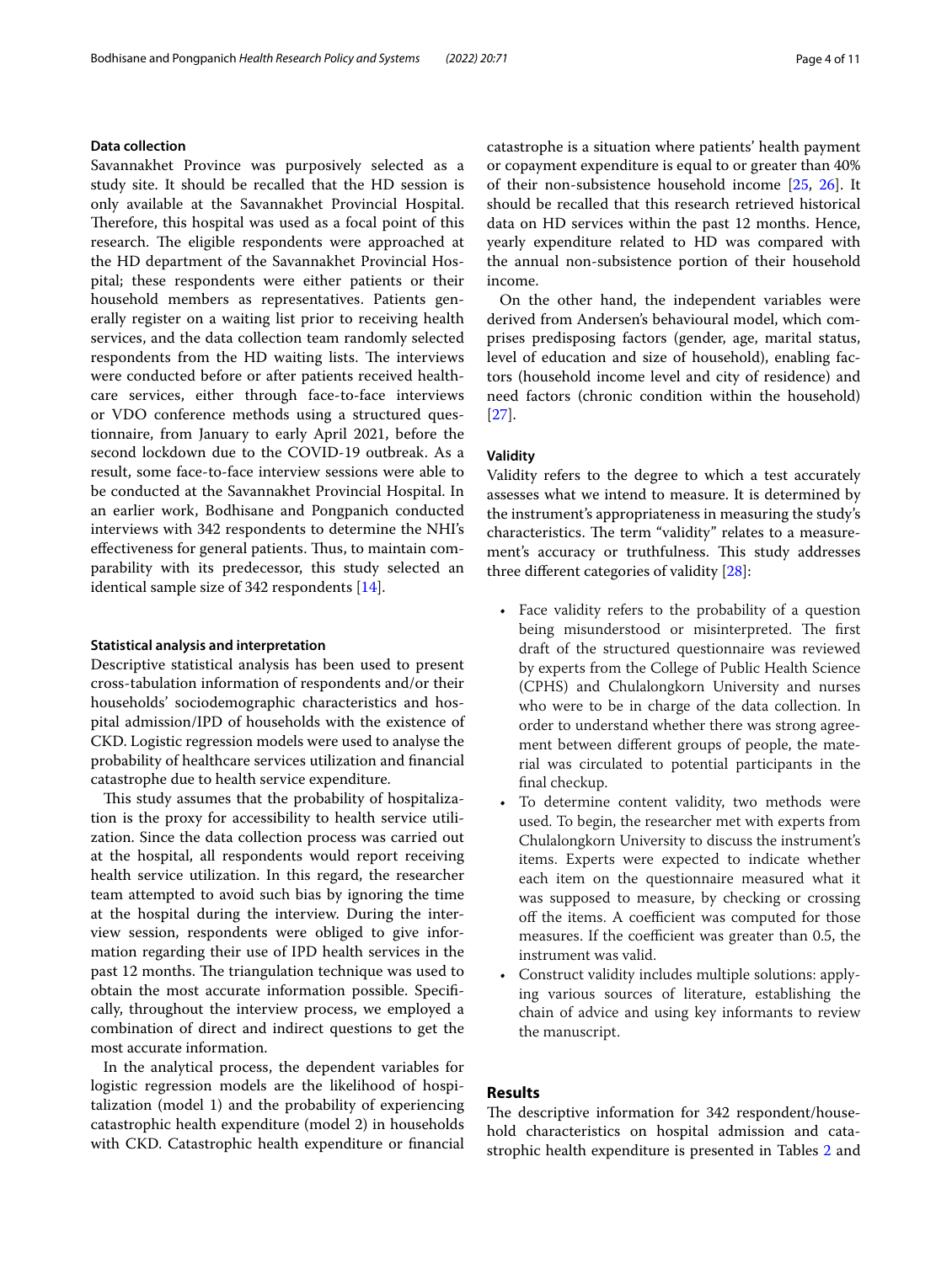### Data collection

Savannakhet Province was purposively selected as a study site. It should be recalled that the HD session is only available at the Savannakhet Provincial Hospital. Therefore, this hospital was used as a focal point of this research. The eligible respondents were approached at the HD department of the Savannakhet Provincial Hospital; these respondents were either patients or their household members as representatives. Patients generally register on a waiting list prior to receiving health services, and the data collection team randomly selected respondents from the HD waiting lists. The interviews were conducted before or after patients received healthcare services, either through face-to-face interviews or VDO conference methods using a structured questionnaire, from January to early April 2021, before the second lockdown due to the COVID-19 outbreak. As a result, some face-to-face interview sessions were able to be conducted at the Savannakhet Provincial Hospital. In an earlier work, Bodhisane and Pongpanich conducted interviews with 342 respondents to determine the NHI's effectiveness for general patients. Thus, to maintain comparability with its predecessor, this study selected an identical sample size of 342 respondents [14].

### Statistical analysis and interpretation

Descriptive statistical analysis has been used to present cross-tabulation information of respondents and/or their households' sociodemographic characteristics and hospital admission/IPD of households with the existence of CKD. Logistic regression models were used to analyse the probability of healthcare services utilization and financial catastrophe due to health service expenditure.

This study assumes that the probability of hospitalization is the proxy for accessibility to health service utilization. Since the data collection process was carried out at the hospital, all respondents would report receiving health service utilization. In this regard, the researcher team attempted to avoid such bias by ignoring the time at the hospital during the interview. During the interview session, respondents were obliged to give information regarding their use of IPD health services in the past 12 months. The triangulation technique was used to obtain the most accurate information possible. Specifically, throughout the interview process, we employed a combination of direct and indirect questions to get the most accurate information.

In the analytical process, the dependent variables for logistic regression models are the likelihood of hospitalization (model 1) and the probability of experiencing catastrophic health expenditure (model 2) in households with CKD. Catastrophic health expenditure or financial catastrophe is a situation where patients' health payment or copayment expenditure is equal to or greater than 40% of their non-subsistence household income [25, 26]. It should be recalled that this research retrieved historical data on HD services within the past 12 months. Hence, yearly expenditure related to HD was compared with the annual non-subsistence portion of their household income.

On the other hand, the independent variables were derived from Andersen's behavioural model, which comprises predisposing factors (gender, age, marital status, level of education and size of household), enabling factors (household income level and city of residence) and need factors (chronic condition within the household) [27].

### Validity

Validity refers to the degree to which a test accurately assesses what we intend to measure. It is determined by the instrument's appropriateness in measuring the study's characteristics. The term "validity" relates to a measurement's accuracy or truthfulness. This study addresses three different categories of validity [28]:

- Face validity refers to the probability of a question being misunderstood or misinterpreted. The first draft of the structured questionnaire was reviewed by experts from the College of Public Health Science (CPHS) and Chulalongkorn University and nurses who were to be in charge of the data collection. In order to understand whether there was strong agreement between different groups of people, the material was circulated to potential participants in the final checkup.
- To determine content validity, two methods were used. To begin, the researcher met with experts from Chulalongkorn University to discuss the instrument's items. Experts were expected to indicate whether each item on the questionnaire measured what it was supposed to measure, by checking or crossing off the items. A coefficient was computed for those measures. If the coefficient was greater than 0.5, the instrument was valid.
- Construct validity includes multiple solutions: applying various sources of literature, establishing the chain of advice and using key informants to review the manuscript.

## Results

The descriptive information for 342 respondent/household characteristics on hospital admission and catastrophic health expenditure is presented in Tables 2 and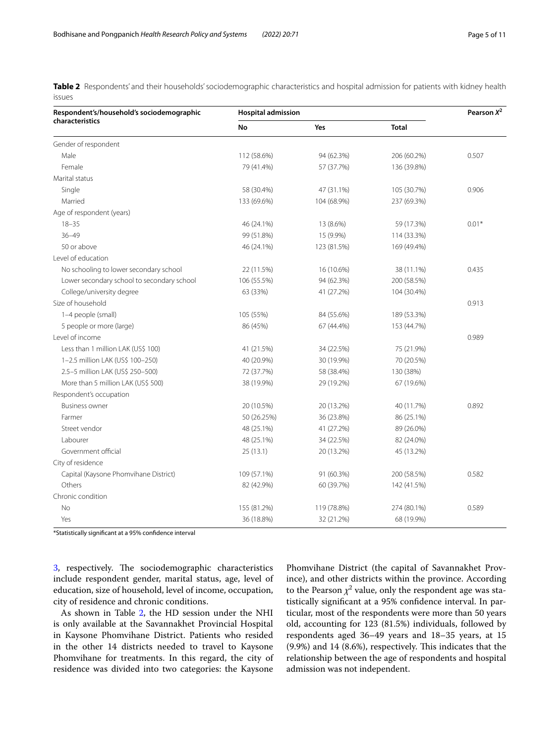**Table 2** Respondents' and their households' sociodemographic characteristics and hospital admission for patients with kidney health issues

| Respondent's/household's sociodemographic characteristics | Hospital admission | | | Pearson $X^2$ |
|---|---|---|---|---|
| | No | Yes | Total | |
| Gender of respondent | | | | |
| Male | 112 (58.6%) | 94 (62.3%) | 206 (60.2%) | 0.507 |
| Female | 79 (41.4%) | 57 (37.7%) | 136 (39.8%) | |
| Marital status | | | | |
| Single | 58 (30.4%) | 47 (31.1%) | 105 (30.7%) | 0.906 |
| Married | 133 (69.6%) | 104 (68.9%) | 237 (69.3%) | |
| Age of respondent (years) | | | | |
| 18–35 | 46 (24.1%) | 13 (8.6%) | 59 (17.3%) | 0.01* |
| 36–49 | 99 (51.8%) | 15 (9.9%) | 114 (33.3%) | |
| 50 or above | 46 (24.1%) | 123 (81.5%) | 169 (49.4%) | |
| Level of education | | | | |
| No schooling to lower secondary school | 22 (11.5%) | 16 (10.6%) | 38 (11.1%) | 0.435 |
| Lower secondary school to secondary school | 106 (55.5%) | 94 (62.3%) | 200 (58.5%) | |
| College/university degree | 63 (33%) | 41 (27.2%) | 104 (30.4%) | |
| Size of household | | | | 0.913 |
| 1–4 people (small) | 105 (55%) | 84 (55.6%) | 189 (53.3%) | |
| 5 people or more (large) | 86 (45%) | 67 (44.4%) | 153 (44.7%) | |
| Level of income | | | | 0.989 |
| Less than 1 million LAK (US$ 100) | 41 (21.5%) | 34 (22.5%) | 75 (21.9%) | |
| 1–2.5 million LAK (US$ 100–250) | 40 (20.9%) | 30 (19.9%) | 70 (20.5%) | |
| 2.5–5 million LAK (US$ 250–500) | 72 (37.7%) | 58 (38.4%) | 130 (38%) | |
| More than 5 million LAK (US$ 500) | 38 (19.9%) | 29 (19.2%) | 67 (19.6%) | |
| Respondent's occupation | | | | |
| Business owner | 20 (10.5%) | 20 (13.2%) | 40 (11.7%) | 0.892 |
| Farmer | 50 (26.25%) | 36 (23.8%) | 86 (25.1%) | |
| Street vendor | 48 (25.1%) | 41 (27.2%) | 89 (26.0%) | |
| Labourer | 48 (25.1%) | 34 (22.5%) | 82 (24.0%) | |
| Government official | 25 (13.1) | 20 (13.2%) | 45 (13.2%) | |
| City of residence | | | | |
| Capital (Kaysone Phomvihane District) | 109 (57.1%) | 91 (60.3%) | 200 (58.5%) | 0.582 |
| Others | 82 (42.9%) | 60 (39.7%) | 142 (41.5%) | |
| Chronic condition | | | | |
| No | 155 (81.2%) | 119 (78.8%) | 274 (80.1%) | 0.589 |
| Yes | 36 (18.8%) | 32 (21.2%) | 68 (19.9%) | |

*Statistically significant at a 95% confidence interval

3, respectively. The sociodemographic characteristics include respondent gender, marital status, age, level of education, size of household, level of income, occupation, city of residence and chronic conditions.

As shown in Table 2, the HD session under the NHI is only available at the Savannakhet Provincial Hospital in Kaysone Phomvihane District. Patients who resided in the other 14 districts needed to travel to Kaysone Phomvihane for treatments. In this regard, the city of residence was divided into two categories: the Kaysone Phomvihane District (the capital of Savannakhet Province), and other districts within the province. According to the Pearson $\chi^2$ value, only the respondent age was statistically significant at a 95% confidence interval. In particular, most of the respondents were more than 50 years old, accounting for 123 (81.5%) individuals, followed by respondents aged 36–49 years and 18–35 years, at 15 (9.9%) and 14 (8.6%), respectively. This indicates that the relationship between the age of respondents and hospital admission was not independent.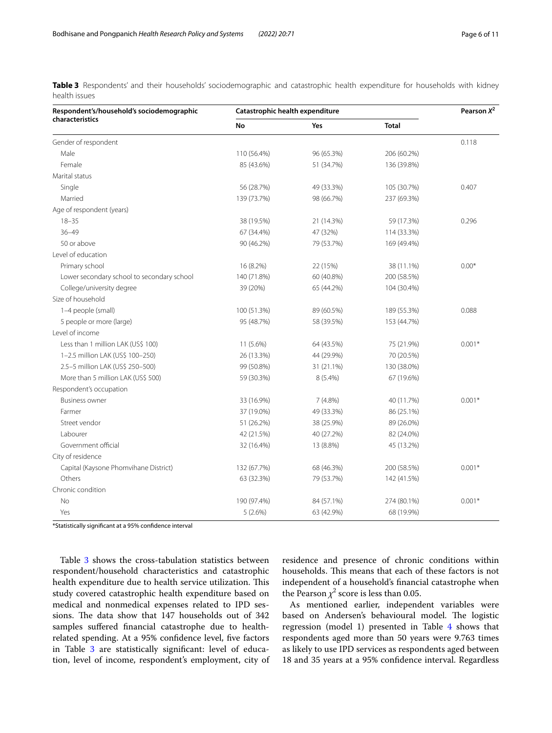**Table 3** Respondents' and their households' sociodemographic and catastrophic health expenditure for households with kidney health issues

| Respondent's/household's sociodemographic characteristics | Catastrophic health expenditure | | | Pearson $X^2$ |
|---|---|---|---|---|
| | No | Yes | Total | |
| Gender of respondent | | | | 0.118 |
| Male | 110 (56.4%) | 96 (65.3%) | 206 (60.2%) | |
| Female | 85 (43.6%) | 51 (34.7%) | 136 (39.8%) | |
| Marital status | | | | |
| Single | 56 (28.7%) | 49 (33.3%) | 105 (30.7%) | 0.407 |
| Married | 139 (73.7%) | 98 (66.7%) | 237 (69.3%) | |
| Age of respondent (years) | | | | |
| 18–35 | 38 (19.5%) | 21 (14.3%) | 59 (17.3%) | 0.296 |
| 36–49 | 67 (34.4%) | 47 (32%) | 114 (33.3%) | |
| 50 or above | 90 (46.2%) | 79 (53.7%) | 169 (49.4%) | |
| Level of education | | | | |
| Primary school | 16 (8.2%) | 22 (15%) | 38 (11.1%) | 0.00* |
| Lower secondary school to secondary school | 140 (71.8%) | 60 (40.8%) | 200 (58.5%) | |
| College/university degree | 39 (20%) | 65 (44.2%) | 104 (30.4%) | |
| Size of household | | | | |
| 1–4 people (small) | 100 (51.3%) | 89 (60.5%) | 189 (55.3%) | 0.088 |
| 5 people or more (large) | 95 (48.7%) | 58 (39.5%) | 153 (44.7%) | |
| Level of income | | | | |
| Less than 1 million LAK (US$ 100) | 11 (5.6%) | 64 (43.5%) | 75 (21.9%) | 0.001* |
| 1–2.5 million LAK (US$ 100–250) | 26 (13.3%) | 44 (29.9%) | 70 (20.5%) | |
| 2.5–5 million LAK (US$ 250–500) | 99 (50.8%) | 31 (21.1%) | 130 (38.0%) | |
| More than 5 million LAK (US$ 500) | 59 (30.3%) | 8 (5.4%) | 67 (19.6%) | |
| Respondent's occupation | | | | |
| Business owner | 33 (16.9%) | 7 (4.8%) | 40 (11.7%) | 0.001* |
| Farmer | 37 (19.0%) | 49 (33.3%) | 86 (25.1%) | |
| Street vendor | 51 (26.2%) | 38 (25.9%) | 89 (26.0%) | |
| Labourer | 42 (21.5%) | 40 (27.2%) | 82 (24.0%) | |
| Government official | 32 (16.4%) | 13 (8.8%) | 45 (13.2%) | |
| City of residence | | | | |
| Capital (Kaysone Phomvihane District) | 132 (67.7%) | 68 (46.3%) | 200 (58.5%) | 0.001* |
| Others | 63 (32.3%) | 79 (53.7%) | 142 (41.5%) | |
| Chronic condition | | | | |
| No | 190 (97.4%) | 84 (57.1%) | 274 (80.1%) | 0.001* |
| Yes | 5 (2.6%) | 63 (42.9%) | 68 (19.9%) | |

*Statistically significant at a 95% confidence interval

Table 3 shows the cross-tabulation statistics between respondent/household characteristics and catastrophic health expenditure due to health service utilization. This study covered catastrophic health expenditure based on medical and nonmedical expenses related to IPD sessions. The data show that 147 households out of 342 samples suffered financial catastrophe due to health-related spending. At a 95% confidence level, five factors in Table 3 are statistically significant: level of education, level of income, respondent's employment, city of residence and presence of chronic conditions within households. This means that each of these factors is not independent of a household's financial catastrophe when the Pearson $\chi^2$ score is less than 0.05.

As mentioned earlier, independent variables were based on Andersen's behavioural model. The logistic regression (model 1) presented in Table 4 shows that respondents aged more than 50 years were 9.763 times as likely to use IPD services as respondents aged between 18 and 35 years at a 95% confidence interval. Regardless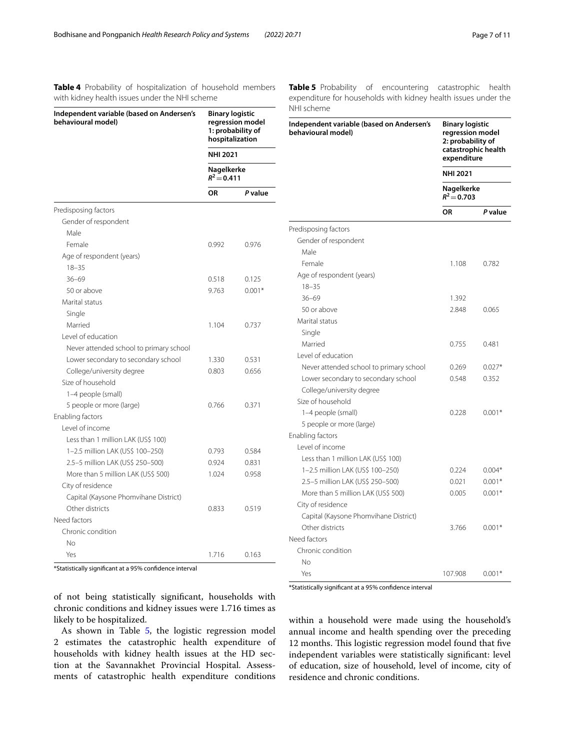**Table 4** Probability of hospitalization of household members with kidney health issues under the NHI scheme

| Independent variable (based on Andersen's behavioural model) | Binary logistic regression model 1: probability of hospitalization | |
|---|---|---|
| | NHI 2021 | |
| | Nagelkerke $R^2 = 0.411$ | |
| | OR | P value |
| Predisposing factors | | |
| Gender of respondent | | |
| Male | | |
| Female | 0.992 | 0.976 |
| Age of respondent (years) | | |
| 18–35 | | |
| 36–69 | 0.518 | 0.125 |
| 50 or above | 9.763 | 0.001* |
| Marital status | | |
| Single | | |
| Married | 1.104 | 0.737 |
| Level of education | | |
| Never attended school to primary school | | |
| Lower secondary to secondary school | 1.330 | 0.531 |
| College/university degree | 0.803 | 0.656 |
| Size of household | | |
| 1–4 people (small) | | |
| 5 people or more (large) | 0.766 | 0.371 |
| Enabling factors | | |
| Level of income | | |
| Less than 1 million LAK (US$ 100) | | |
| 1–2.5 million LAK (US$ 100–250) | 0.793 | 0.584 |
| 2.5–5 million LAK (US$ 250–500) | 0.924 | 0.831 |
| More than 5 million LAK (US$ 500) | 1.024 | 0.958 |
| City of residence | | |
| Capital (Kaysone Phomvihane District) | | |
| Other districts | 0.833 | 0.519 |
| Need factors | | |
| Chronic condition | | |
| No | | |
| Yes | 1.716 | 0.163 |

*Statistically significant at a 95% confidence interval

of not being statistically significant, households with chronic conditions and kidney issues were 1.716 times as likely to be hospitalized.

As shown in Table 5, the logistic regression model 2 estimates the catastrophic health expenditure of households with kidney health issues at the HD section at the Savannakhet Provincial Hospital. Assessments of catastrophic health expenditure conditions within a household were made using the household's annual income and health spending over the preceding 12 months. This logistic regression model found that five independent variables were statistically significant: level of education, size of household, level of income, city of residence and chronic conditions.

**Table 5** Probability of encountering catastrophic health expenditure for households with kidney health issues under the NHI scheme

| Independent variable (based on Andersen's behavioural model) | Binary logistic regression model 2: probability of catastrophic health expenditure | |
|---|---|---|
| | NHI 2021 | |
| | Nagelkerke $R^2 = 0.703$ | |
| | OR | P value |
| Predisposing factors | | |
| Gender of respondent | | |
| Male | | |
| Female | 1.108 | 0.782 |
| Age of respondent (years) | | |
| 18–35 | | |
| 36–69 | 1.392 | |
| 50 or above | 2.848 | 0.065 |
| Marital status | | |
| Single | | |
| Married | 0.755 | 0.481 |
| Level of education | | |
| Never attended school to primary school | 0.269 | 0.027* |
| Lower secondary to secondary school | 0.548 | 0.352 |
| College/university degree | | |
| Size of household | | |
| 1–4 people (small) | 0.228 | 0.001* |
| 5 people or more (large) | | |
| Enabling factors | | |
| Level of income | | |
| Less than 1 million LAK (US$ 100) | | |
| 1–2.5 million LAK (US$ 100–250) | 0.224 | 0.004* |
| 2.5–5 million LAK (US$ 250–500) | 0.021 | 0.001* |
| More than 5 million LAK (US$ 500) | 0.005 | 0.001* |
| City of residence | | |
| Capital (Kaysone Phomvihane District) | | |
| Other districts | 3.766 | 0.001* |
| Need factors | | |
| Chronic condition | | |
| No | | |
| Yes | 107.908 | 0.001* |

*Statistically significant at a 95% confidence interval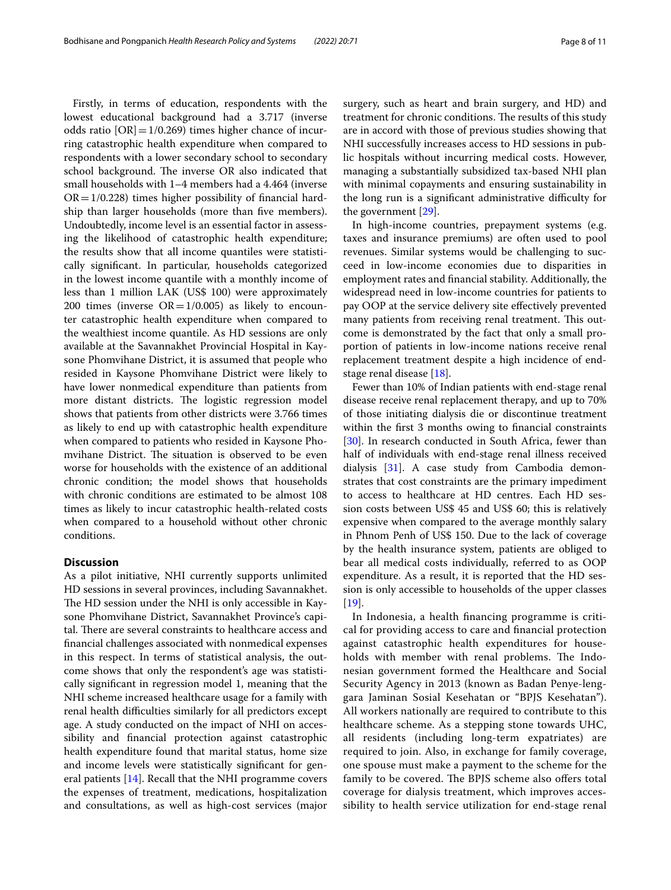Firstly, in terms of education, respondents with the lowest educational background had a 3.717 (inverse odds ratio [OR] = 1/0.269) times higher chance of incurring catastrophic health expenditure when compared to respondents with a lower secondary school to secondary school background. The inverse OR also indicated that small households with 1–4 members had a 4.464 (inverse OR = 1/0.228) times higher possibility of financial hardship than larger households (more than five members). Undoubtedly, income level is an essential factor in assessing the likelihood of catastrophic health expenditure; the results show that all income quantiles were statistically significant. In particular, households categorized in the lowest income quantile with a monthly income of less than 1 million LAK (US$ 100) were approximately 200 times (inverse OR = 1/0.005) as likely to encounter catastrophic health expenditure when compared to the wealthiest income quantile. As HD sessions are only available at the Savannakhet Provincial Hospital in Kaysone Phomvihane District, it is assumed that people who resided in Kaysone Phomvihane District were likely to have lower nonmedical expenditure than patients from more distant districts. The logistic regression model shows that patients from other districts were 3.766 times as likely to end up with catastrophic health expenditure when compared to patients who resided in Kaysone Phomvihane District. The situation is observed to be even worse for households with the existence of an additional chronic condition; the model shows that households with chronic conditions are estimated to be almost 108 times as likely to incur catastrophic health-related costs when compared to a household without other chronic conditions.

## Discussion

As a pilot initiative, NHI currently supports unlimited HD sessions in several provinces, including Savannakhet. The HD session under the NHI is only accessible in Kaysone Phomvihane District, Savannakhet Province's capital. There are several constraints to healthcare access and financial challenges associated with nonmedical expenses in this respect. In terms of statistical analysis, the outcome shows that only the respondent's age was statistically significant in regression model 1, meaning that the NHI scheme increased healthcare usage for a family with renal health difficulties similarly for all predictors except age. A study conducted on the impact of NHI on accessibility and financial protection against catastrophic health expenditure found that marital status, home size and income levels were statistically significant for general patients [14]. Recall that the NHI programme covers the expenses of treatment, medications, hospitalization and consultations, as well as high-cost services (major surgery, such as heart and brain surgery, and HD) and treatment for chronic conditions. The results of this study are in accord with those of previous studies showing that NHI successfully increases access to HD sessions in public hospitals without incurring medical costs. However, managing a substantially subsidized tax-based NHI plan with minimal copayments and ensuring sustainability in the long run is a significant administrative difficulty for the government [29].

In high-income countries, prepayment systems (e.g. taxes and insurance premiums) are often used to pool revenues. Similar systems would be challenging to succeed in low-income economies due to disparities in employment rates and financial stability. Additionally, the widespread need in low-income countries for patients to pay OOP at the service delivery site effectively prevented many patients from receiving renal treatment. This outcome is demonstrated by the fact that only a small proportion of patients in low-income nations receive renal replacement treatment despite a high incidence of end-stage renal disease [18].

Fewer than 10% of Indian patients with end-stage renal disease receive renal replacement therapy, and up to 70% of those initiating dialysis die or discontinue treatment within the first 3 months owing to financial constraints [30]. In research conducted in South Africa, fewer than half of individuals with end-stage renal illness received dialysis [31]. A case study from Cambodia demonstrates that cost constraints are the primary impediment to access to healthcare at HD centres. Each HD session costs between US$ 45 and US$ 60; this is relatively expensive when compared to the average monthly salary in Phnom Penh of US$ 150. Due to the lack of coverage by the health insurance system, patients are obliged to bear all medical costs individually, referred to as OOP expenditure. As a result, it is reported that the HD session is only accessible to households of the upper classes [19].

In Indonesia, a health financing programme is critical for providing access to care and financial protection against catastrophic health expenditures for households with member with renal problems. The Indonesian government formed the Healthcare and Social Security Agency in 2013 (known as Badan Penye-lenggara Jaminan Sosial Kesehatan or "BPJS Kesehatan"). All workers nationally are required to contribute to this healthcare scheme. As a stepping stone towards UHC, all residents (including long-term expatriates) are required to join. Also, in exchange for family coverage, one spouse must make a payment to the scheme for the family to be covered. The BPJS scheme also offers total coverage for dialysis treatment, which improves accessibility to health service utilization for end-stage renal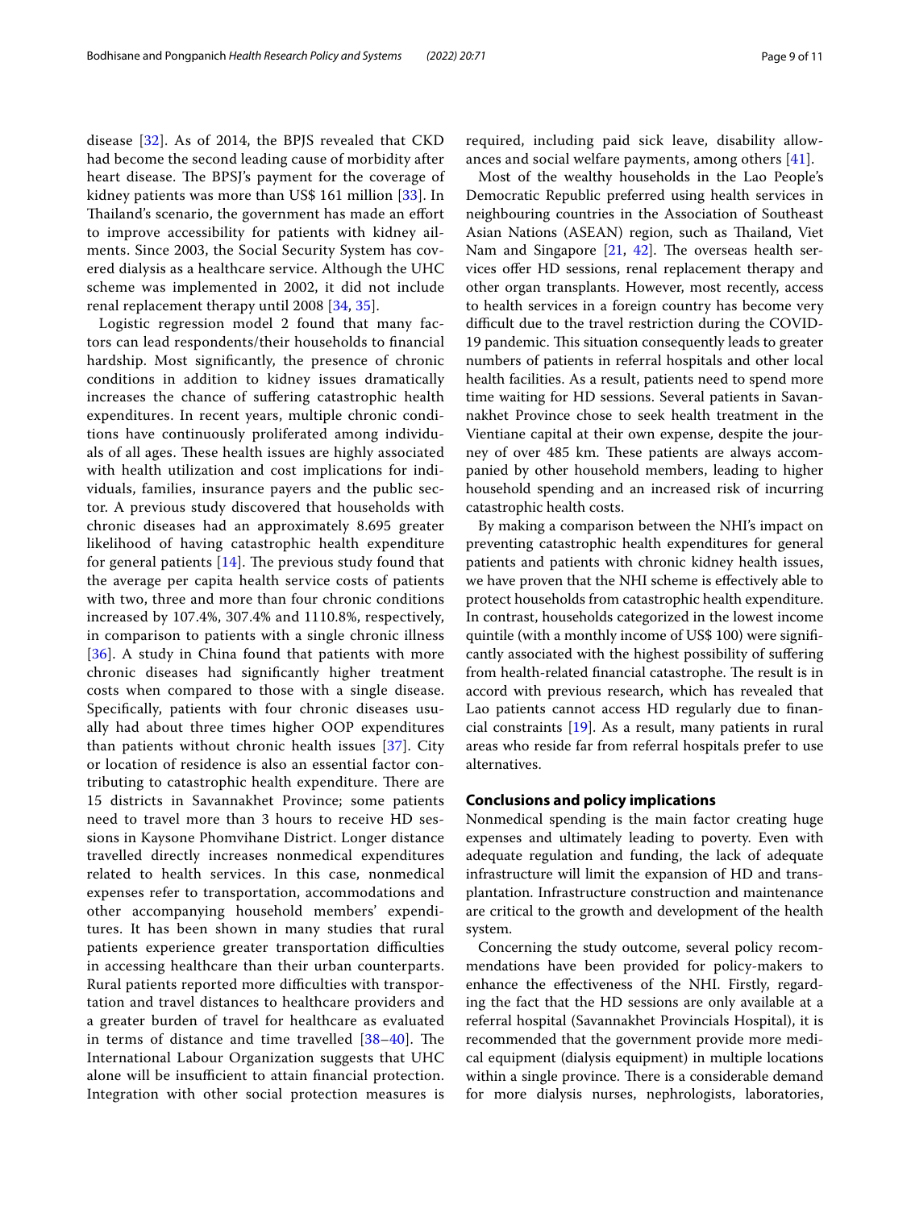disease [32]. As of 2014, the BPJS revealed that CKD had become the second leading cause of morbidity after heart disease. The BPSJ's payment for the coverage of kidney patients was more than US$ 161 million [33]. In Thailand's scenario, the government has made an effort to improve accessibility for patients with kidney ailments. Since 2003, the Social Security System has covered dialysis as a healthcare service. Although the UHC scheme was implemented in 2002, it did not include renal replacement therapy until 2008 [34, 35].

Logistic regression model 2 found that many factors can lead respondents/their households to financial hardship. Most significantly, the presence of chronic conditions in addition to kidney issues dramatically increases the chance of suffering catastrophic health expenditures. In recent years, multiple chronic conditions have continuously proliferated among individuals of all ages. These health issues are highly associated with health utilization and cost implications for individuals, families, insurance payers and the public sector. A previous study discovered that households with chronic diseases had an approximately 8.695 greater likelihood of having catastrophic health expenditure for general patients [14]. The previous study found that the average per capita health service costs of patients with two, three and more than four chronic conditions increased by 107.4%, 307.4% and 1110.8%, respectively, in comparison to patients with a single chronic illness [36]. A study in China found that patients with more chronic diseases had significantly higher treatment costs when compared to those with a single disease. Specifically, patients with four chronic diseases usually had about three times higher OOP expenditures than patients without chronic health issues [37]. City or location of residence is also an essential factor contributing to catastrophic health expenditure. There are 15 districts in Savannakhet Province; some patients need to travel more than 3 hours to receive HD sessions in Kaysone Phomvihane District. Longer distance travelled directly increases nonmedical expenditures related to health services. In this case, nonmedical expenses refer to transportation, accommodations and other accompanying household members' expenditures. It has been shown in many studies that rural patients experience greater transportation difficulties in accessing healthcare than their urban counterparts. Rural patients reported more difficulties with transportation and travel distances to healthcare providers and a greater burden of travel for healthcare as evaluated in terms of distance and time travelled [38–40]. The International Labour Organization suggests that UHC alone will be insufficient to attain financial protection. Integration with other social protection measures is required, including paid sick leave, disability allowances and social welfare payments, among others [41].

Most of the wealthy households in the Lao People's Democratic Republic preferred using health services in neighbouring countries in the Association of Southeast Asian Nations (ASEAN) region, such as Thailand, Viet Nam and Singapore [21, 42]. The overseas health services offer HD sessions, renal replacement therapy and other organ transplants. However, most recently, access to health services in a foreign country has become very difficult due to the travel restriction during the COVID-19 pandemic. This situation consequently leads to greater numbers of patients in referral hospitals and other local health facilities. As a result, patients need to spend more time waiting for HD sessions. Several patients in Savannakhet Province chose to seek health treatment in the Vientiane capital at their own expense, despite the journey of over 485 km. These patients are always accompanied by other household members, leading to higher household spending and an increased risk of incurring catastrophic health costs.

By making a comparison between the NHI's impact on preventing catastrophic health expenditures for general patients and patients with chronic kidney health issues, we have proven that the NHI scheme is effectively able to protect households from catastrophic health expenditure. In contrast, households categorized in the lowest income quintile (with a monthly income of US$ 100) were significantly associated with the highest possibility of suffering from health-related financial catastrophe. The result is in accord with previous research, which has revealed that Lao patients cannot access HD regularly due to financial constraints [19]. As a result, many patients in rural areas who reside far from referral hospitals prefer to use alternatives.

## Conclusions and policy implications

Nonmedical spending is the main factor creating huge expenses and ultimately leading to poverty. Even with adequate regulation and funding, the lack of adequate infrastructure will limit the expansion of HD and transplantation. Infrastructure construction and maintenance are critical to the growth and development of the health system.

Concerning the study outcome, several policy recommendations have been provided for policy-makers to enhance the effectiveness of the NHI. Firstly, regarding the fact that the HD sessions are only available at a referral hospital (Savannakhet Provincials Hospital), it is recommended that the government provide more medical equipment (dialysis equipment) in multiple locations within a single province. There is a considerable demand for more dialysis nurses, nephrologists, laboratories,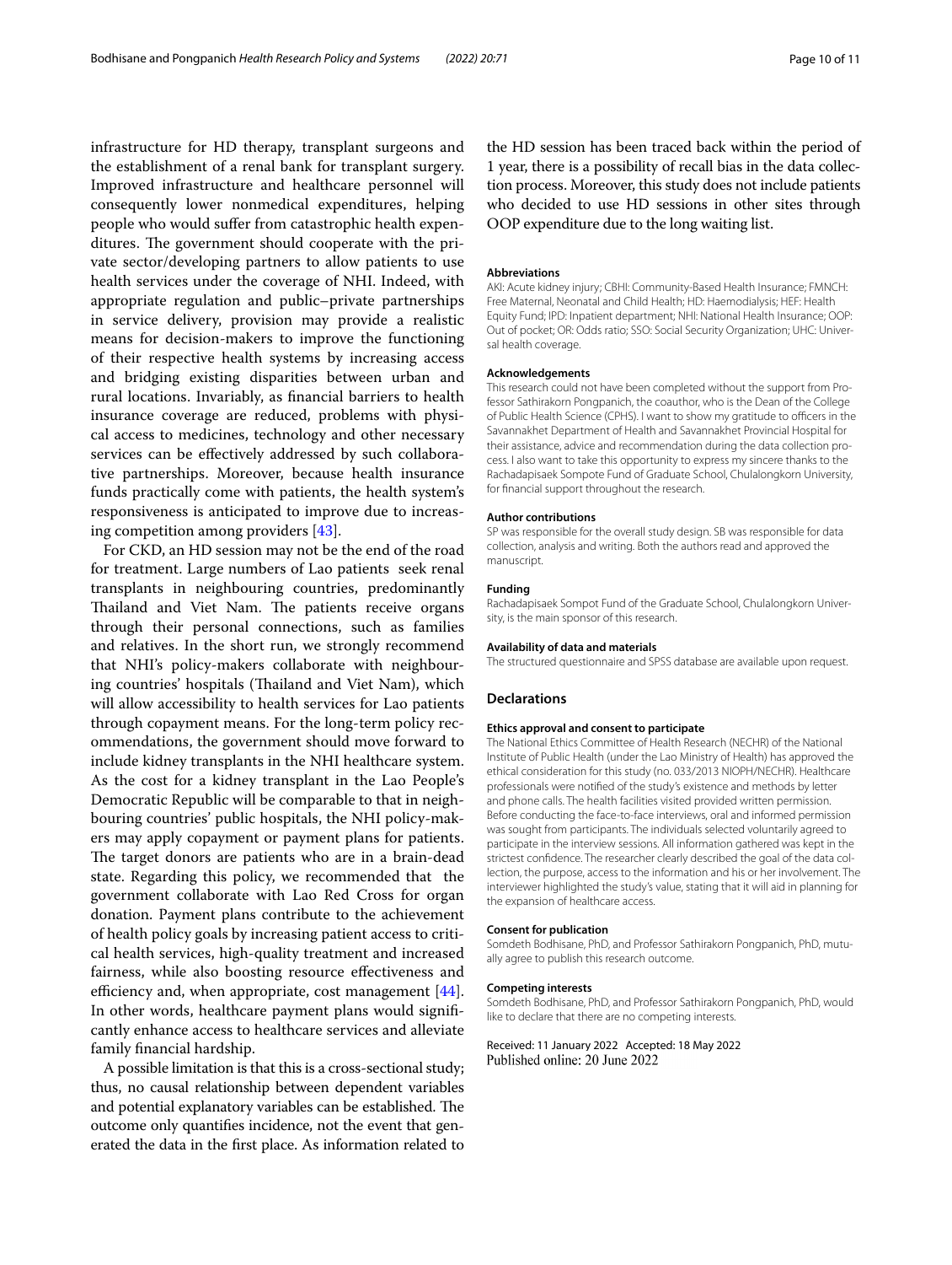infrastructure for HD therapy, transplant surgeons and the establishment of a renal bank for transplant surgery. Improved infrastructure and healthcare personnel will consequently lower nonmedical expenditures, helping people who would suffer from catastrophic health expenditures. The government should cooperate with the private sector/developing partners to allow patients to use health services under the coverage of NHI. Indeed, with appropriate regulation and public–private partnerships in service delivery, provision may provide a realistic means for decision-makers to improve the functioning of their respective health systems by increasing access and bridging existing disparities between urban and rural locations. Invariably, as financial barriers to health insurance coverage are reduced, problems with physical access to medicines, technology and other necessary services can be effectively addressed by such collaborative partnerships. Moreover, because health insurance funds practically come with patients, the health system's responsiveness is anticipated to improve due to increasing competition among providers [43].

For CKD, an HD session may not be the end of the road for treatment. Large numbers of Lao patients seek renal transplants in neighbouring countries, predominantly Thailand and Viet Nam. The patients receive organs through their personal connections, such as families and relatives. In the short run, we strongly recommend that NHI's policy-makers collaborate with neighbouring countries' hospitals (Thailand and Viet Nam), which will allow accessibility to health services for Lao patients through copayment means. For the long-term policy recommendations, the government should move forward to include kidney transplants in the NHI healthcare system. As the cost for a kidney transplant in the Lao People's Democratic Republic will be comparable to that in neighbouring countries' public hospitals, the NHI policy-makers may apply copayment or payment plans for patients. The target donors are patients who are in a brain-dead state. Regarding this policy, we recommended that the government collaborate with Lao Red Cross for organ donation. Payment plans contribute to the achievement of health policy goals by increasing patient access to critical health services, high-quality treatment and increased fairness, while also boosting resource effectiveness and efficiency and, when appropriate, cost management [44]. In other words, healthcare payment plans would significantly enhance access to healthcare services and alleviate family financial hardship.

A possible limitation is that this is a cross-sectional study; thus, no causal relationship between dependent variables and potential explanatory variables can be established. The outcome only quantifies incidence, not the event that generated the data in the first place. As information related to the HD session has been traced back within the period of 1 year, there is a possibility of recall bias in the data collection process. Moreover, this study does not include patients who decided to use HD sessions in other sites through OOP expenditure due to the long waiting list.

#### Abbreviations
AKI: Acute kidney injury; CBHI: Community-Based Health Insurance; FMNCH: Free Maternal, Neonatal and Child Health; HD: Haemodialysis; HEF: Health Equity Fund; IPD: Inpatient department; NHI: National Health Insurance; OOP: Out of pocket; OR: Odds ratio; SSO: Social Security Organization; UHC: Universal health coverage.

#### Acknowledgements
This research could not have been completed without the support from Professor Sathirakorn Pongpanich, the coauthor, who is the Dean of the College of Public Health Science (CPHS). I want to show my gratitude to officers in the Savannakhet Department of Health and Savannakhet Provincial Hospital for their assistance, advice and recommendation during the data collection process. I also want to take this opportunity to express my sincere thanks to the Rachadapisaek Sompote Fund of Graduate School, Chulalongkorn University, for financial support throughout the research.

#### Author contributions
SP was responsible for the overall study design. SB was responsible for data collection, analysis and writing. Both the authors read and approved the manuscript.

#### Funding
Rachadapisaek Sompot Fund of the Graduate School, Chulalongkorn University, is the main sponsor of this research.

#### Availability of data and materials
The structured questionnaire and SPSS database are available upon request.

### Declarations

#### Ethics approval and consent to participate
The National Ethics Committee of Health Research (NECHR) of the National Institute of Public Health (under the Lao Ministry of Health) has approved the ethical consideration for this study (no. 033/2013 NIOPH/NECHR). Healthcare professionals were notified of the study's existence and methods by letter and phone calls. The health facilities visited provided written permission. Before conducting the face-to-face interviews, oral and informed permission was sought from participants. The individuals selected voluntarily agreed to participate in the interview sessions. All information gathered was kept in the strictest confidence. The researcher clearly described the goal of the data collection, the purpose, access to the information and his or her involvement. The interviewer highlighted the study's value, stating that it will aid in planning for the expansion of healthcare access.

#### Consent for publication
Somdeth Bodhisane, PhD, and Professor Sathirakorn Pongpanich, PhD, mutually agree to publish this research outcome.

#### Competing interests
Somdeth Bodhisane, PhD, and Professor Sathirakorn Pongpanich, PhD, would like to declare that there are no competing interests.

Received: 11 January 2022 Accepted: 18 May 2022
Published online: 20 June 2022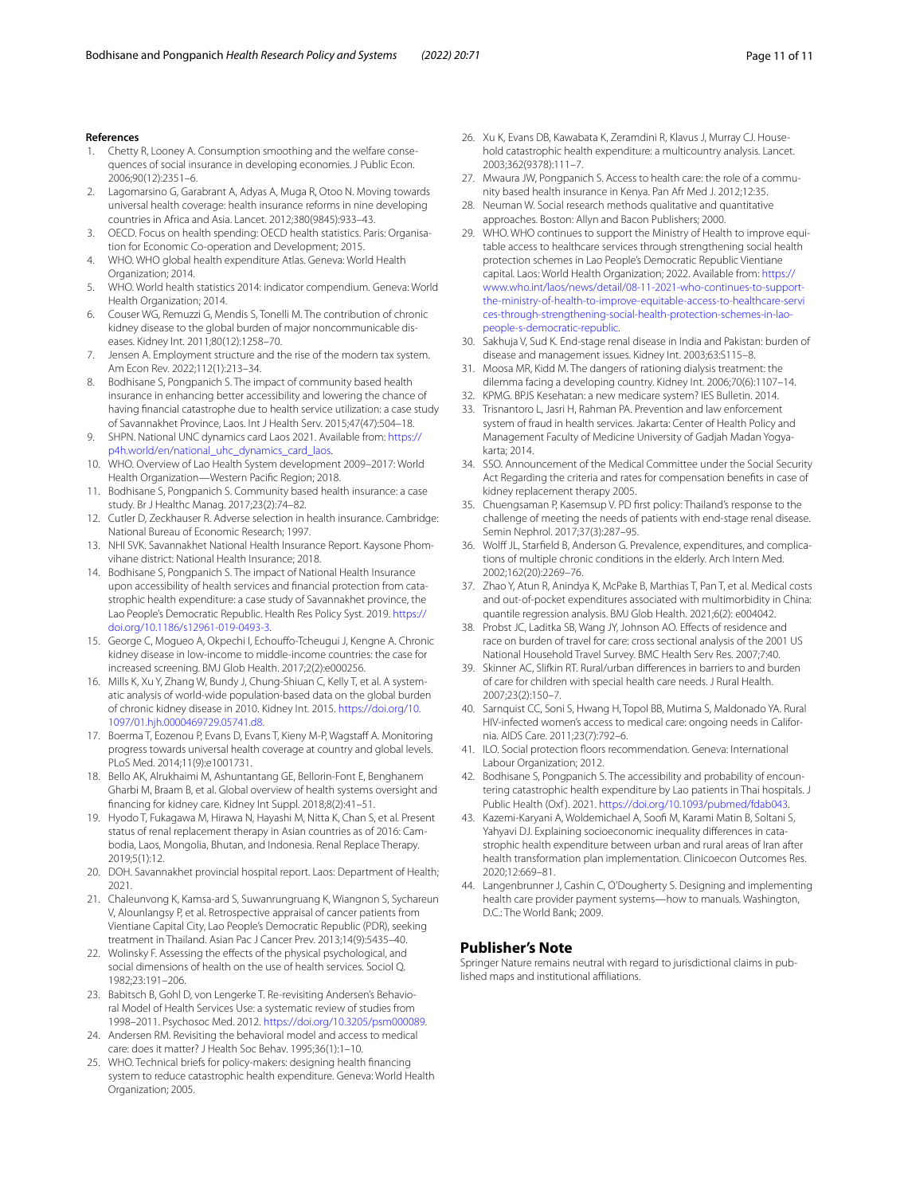## References

1. Chetty R, Looney A. Consumption smoothing and the welfare consequences of social insurance in developing economies. J Public Econ. 2006;90(12):2351–6.
2. Lagomarsino G, Garabrant A, Adyas A, Muga R, Otoo N. Moving towards universal health coverage: health insurance reforms in nine developing countries in Africa and Asia. Lancet. 2012;380(9845):933–43.
3. OECD. Focus on health spending: OECD health statistics. Paris: Organisation for Economic Co-operation and Development; 2015.
4. WHO. WHO global health expenditure Atlas. Geneva: World Health Organization; 2014.
5. WHO. World health statistics 2014: indicator compendium. Geneva: World Health Organization; 2014.
6. Couser WG, Remuzzi G, Mendis S, Tonelli M. The contribution of chronic kidney disease to the global burden of major noncommunicable diseases. Kidney Int. 2011;80(12):1258–70.
7. Jensen A. Employment structure and the rise of the modern tax system. Am Econ Rev. 2022;112(1):213–34.
8. Bodhisane S, Pongpanich S. The impact of community based health insurance in enhancing better accessibility and lowering the chance of having financial catastrophe due to health service utilization: a case study of Savannakhet Province, Laos. Int J Health Serv. 2015;47(47):504–18.
9. SHPN. National UNC dynamics card Laos 2021. Available from: https://p4h.world/en/national_uhc_dynamics_card_laos.
10. WHO. Overview of Lao Health System development 2009–2017: World Health Organization—Western Pacific Region; 2018.
11. Bodhisane S, Pongpanich S. Community based health insurance: a case study. Br J Healthc Manag. 2017;23(2):74–82.
12. Cutler D, Zeckhauser R. Adverse selection in health insurance. Cambridge: National Bureau of Economic Research; 1997.
13. NHI SVK. Savannakhet National Health Insurance Report. Kaysone Phomvihane district: National Health Insurance; 2018.
14. Bodhisane S, Pongpanich S. The impact of National Health Insurance upon accessibility of health services and financial protection from catastrophic health expenditure: a case study of Savannakhet province, the Lao People's Democratic Republic. Health Res Policy Syst. 2019. https://doi.org/10.1186/s12961-019-0493-3.
15. George C, Mogueo A, Okpechi I, Echouffo-Tcheugui J, Kengne A. Chronic kidney disease in low-income to middle-income countries: the case for increased screening. BMJ Glob Health. 2017;2(2):e000256.
16. Mills K, Xu Y, Zhang W, Bundy J, Chung-Shiuan C, Kelly T, et al. A systematic analysis of world-wide population-based data on the global burden of chronic kidney disease in 2010. Kidney Int. 2015. https://doi.org/10.1097/01.hjh.0000469729.05741.d8.
17. Boerma T, Eozenou P, Evans D, Evans T, Kieny M-P, Wagstaff A. Monitoring progress towards universal health coverage at country and global levels. PLoS Med. 2014;11(9):e1001731.
18. Bello AK, Alrukhaimi M, Ashuntantang GE, Bellorin-Font E, Benghanem Gharbi M, Braam B, et al. Global overview of health systems oversight and financing for kidney care. Kidney Int Suppl. 2018;8(2):41–51.
19. Hyodo T, Fukagawa M, Hirawa N, Hayashi M, Nitta K, Chan S, et al. Present status of renal replacement therapy in Asian countries as of 2016: Cambodia, Laos, Mongolia, Bhutan, and Indonesia. Renal Replace Therapy. 2019;5(1):12.
20. DOH. Savannakhet provincial hospital report. Laos: Department of Health; 2021.
21. Chaleunvong K, Kamsa-ard S, Suwanrungruang K, Wiangnon S, Sychareun V, Alounlangsy P, et al. Retrospective appraisal of cancer patients from Vientiane Capital City, Lao People's Democratic Republic (PDR), seeking treatment in Thailand. Asian Pac J Cancer Prev. 2013;14(9):5435–40.
22. Wolinsky F. Assessing the effects of the physical psychological, and social dimensions of health on the use of health services. Sociol Q. 1982;23:191–206.
23. Babitsch B, Gohl D, von Lengerke T. Re-revisiting Andersen's Behavioral Model of Health Services Use: a systematic review of studies from 1998–2011. Psychosoc Med. 2012. https://doi.org/10.3205/psm000089.
24. Andersen RM. Revisiting the behavioral model and access to medical care: does it matter? J Health Soc Behav. 1995;36(1):1–10.
25. WHO. Technical briefs for policy-makers: designing health financing system to reduce catastrophic health expenditure. Geneva: World Health Organization; 2005.
26. Xu K, Evans DB, Kawabata K, Zeramdini R, Klavus J, Murray CJ. Household catastrophic health expenditure: a multicountry analysis. Lancet. 2003;362(9378):111–7.
27. Mwaura JW, Pongpanich S. Access to health care: the role of a community based health insurance in Kenya. Pan Afr Med J. 2012;12:35.
28. Neuman W. Social research methods qualitative and quantitative approaches. Boston: Allyn and Bacon Publishers; 2000.
29. WHO. WHO continues to support the Ministry of Health to improve equitable access to healthcare services through strengthening social health protection schemes in Lao People's Democratic Republic Vientiane capital. Laos: World Health Organization; 2022. Available from: https://www.who.int/laos/news/detail/08-11-2021-who-continues-to-support-the-ministry-of-health-to-improve-equitable-access-to-healthcare-services-through-strengthening-social-health-protection-schemes-in-lao-people-s-democratic-republic.
30. Sakhuja V, Sud K. End-stage renal disease in India and Pakistan: burden of disease and management issues. Kidney Int. 2003;63:S115–8.
31. Moosa MR, Kidd M. The dangers of rationing dialysis treatment: the dilemma facing a developing country. Kidney Int. 2006;70(6):1107–14.
32. KPMG. BPJS Kesehatan: a new medicare system? IES Bulletin. 2014.
33. Trisnantoro L, Jasri H, Rahman PA. Prevention and law enforcement system of fraud in health services. Jakarta: Center of Health Policy and Management Faculty of Medicine University of Gadjah Madan Yogyakarta; 2014.
34. SSO. Announcement of the Medical Committee under the Social Security Act Regarding the criteria and rates for compensation benefits in case of kidney replacement therapy 2005.
35. Chuengsaman P, Kasemsup V. PD first policy: Thailand's response to the challenge of meeting the needs of patients with end-stage renal disease. Semin Nephrol. 2017;37(3):287–95.
36. Wolff JL, Starfield B, Anderson G. Prevalence, expenditures, and complications of multiple chronic conditions in the elderly. Arch Intern Med. 2002;162(20):2269–76.
37. Zhao Y, Atun R, Anindya K, McPake B, Marthias T, Pan T, et al. Medical costs and out-of-pocket expenditures associated with multimorbidity in China: quantile regression analysis. BMJ Glob Health. 2021;6(2): e004042.
38. Probst JC, Laditka SB, Wang JY, Johnson AO. Effects of residence and race on burden of travel for care: cross sectional analysis of the 2001 US National Household Travel Survey. BMC Health Serv Res. 2007;7:40.
39. Skinner AC, Slifkin RT. Rural/urban differences in barriers to and burden of care for children with special health care needs. J Rural Health. 2007;23(2):150–7.
40. Sarnquist CC, Soni S, Hwang H, Topol BB, Mutima S, Maldonado YA. Rural HIV-infected women's access to medical care: ongoing needs in California. AIDS Care. 2011;23(7):792–6.
41. ILO. Social protection floors recommendation. Geneva: International Labour Organization; 2012.
42. Bodhisane S, Pongpanich S. The accessibility and probability of encountering catastrophic health expenditure by Lao patients in Thai hospitals. J Public Health (Oxf). 2021. https://doi.org/10.1093/pubmed/fdab043.
43. Kazemi-Karyani A, Woldemichael A, Soofi M, Karami Matin B, Soltani S, Yahyavi DJ. Explaining socioeconomic inequality differences in catastrophic health expenditure between urban and rural areas of Iran after health transformation plan implementation. Clinicoecon Outcomes Res. 2020;12:669–81.
44. Langenbrunner J, Cashin C, O'Dougherty S. Designing and implementing health care provider payment systems—how to manuals. Washington, D.C.: The World Bank; 2009.

## Publisher's Note

Springer Nature remains neutral with regard to jurisdictional claims in published maps and institutional affiliations.